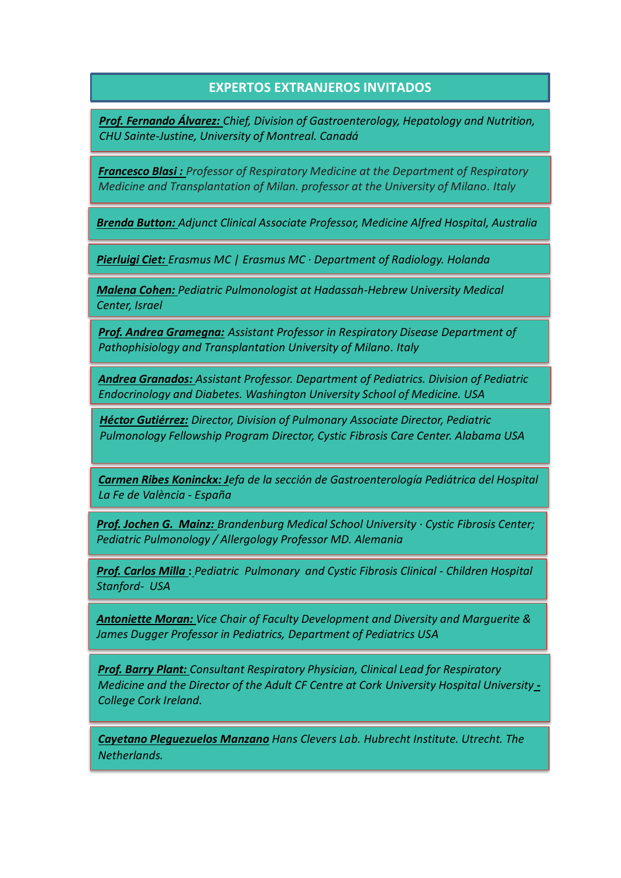## EXPERTOS EXTRANJEROS INVITADOS

***Prof. Fernando Álvarez:*** *Chief, Division of Gastroenterology, Hepatology and Nutrition, CHU Sainte-Justine, University of Montreal. Canadá*

***Francesco Blasi :*** *Professor of Respiratory Medicine at the Department of Respiratory Medicine and Transplantation of Milan. professor at the University of Milano. Italy*

***Brenda Button:*** *Adjunct Clinical Associate Professor, Medicine Alfred Hospital, Australia*

***Pierluigi Ciet:*** *Erasmus MC | Erasmus MC · Department of Radiology. Holanda*

***Malena Cohen:*** *Pediatric Pulmonologist at Hadassah-Hebrew University Medical Center, Israel*

***Prof. Andrea Gramegna:*** *Assistant Professor in Respiratory Disease Department of Pathophisiology and Transplantation University of Milano. Italy*

***Andrea Granados:*** *Assistant Professor. Department of Pediatrics. Division of Pediatric Endocrinology and Diabetes. Washington University School of Medicine. USA*

***Héctor Gutiérrez:*** *Director, Division of Pulmonary Associate Director, Pediatric Pulmonology Fellowship Program Director, Cystic Fibrosis Care Center. Alabama USA*

***Carmen Ribes Koninckx: J****efa de la sección de Gastroenterología Pediátrica del Hospital La Fe de València - España*

***Prof. Jochen G. Mainz:*** *Brandenburg Medical School University · Cystic Fibrosis Center; Pediatric Pulmonology / Allergology Professor MD. Alemania*

***Prof. Carlos Milla*** **:** *Pediatric Pulmonary and Cystic Fibrosis Clinical - Children Hospital Stanford- USA*

***Antoniette Moran:*** *Vice Chair of Faculty Development and Diversity and Marguerite & James Dugger Professor in Pediatrics, Department of Pediatrics USA*

***Prof. Barry Plant:*** *Consultant Respiratory Physician, Clinical Lead for Respiratory Medicine and the Director of the Adult CF Centre at Cork University Hospital University - College Cork Ireland.*

***Cayetano Pleguezuelos Manzano*** *Hans Clevers Lab. Hubrecht Institute. Utrecht. The Netherlands.*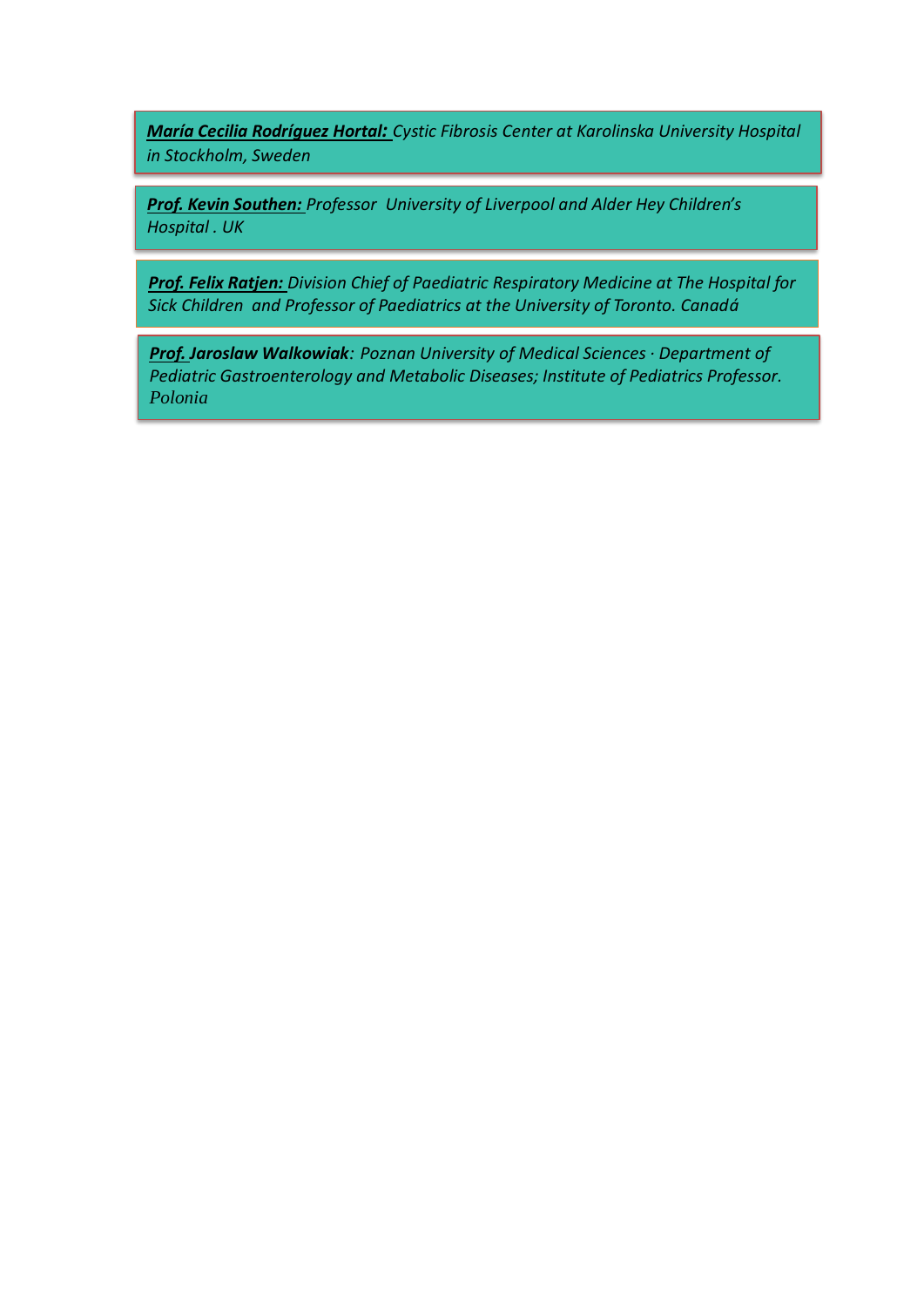***María Cecilia Rodríguez Hortal:*** *Cystic Fibrosis Center at Karolinska University Hospital in Stockholm, Sweden*

***Prof. Kevin Southen:*** *Professor University of Liverpool and Alder Hey Children's Hospital . UK*

***Prof. Felix Ratjen:*** *Division Chief of Paediatric Respiratory Medicine at The Hospital for Sick Children and Professor of Paediatrics at the University of Toronto. Canadá*

***Prof. Jaroslaw Walkowiak****: Poznan University of Medical Sciences · Department of Pediatric Gastroenterology and Metabolic Diseases; Institute of Pediatrics Professor. Polonia*